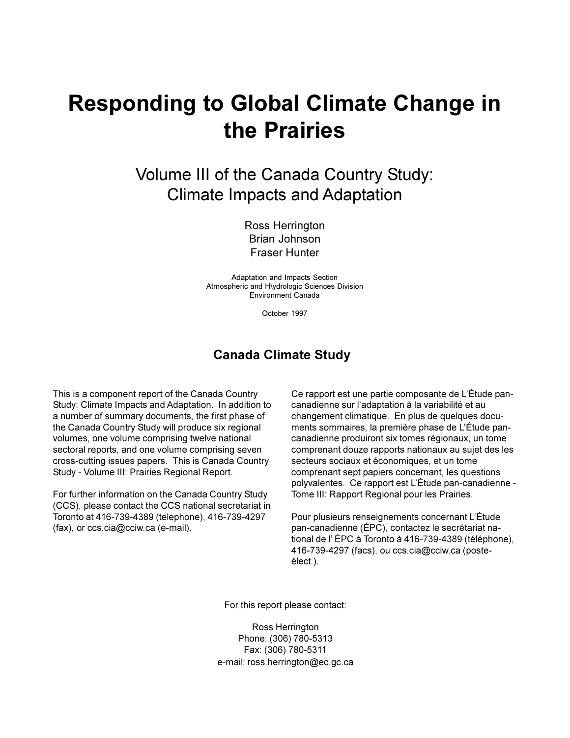# Responding to Global Climate Change in the Prairies

## Volume III of the Canada Country Study: Climate Impacts and Adaptation

Ross Herrington
Brian Johnson
Fraser Hunter

Adaptation and Impacts Section
Atmospheric and H\ydrologic Sciences Division
Environment Canada

October 1997

### Canada Climate Study

This is a component report of the Canada Country Study: Climate Impacts and Adaptation. In addition to a number of summary documents, the first phase of the Canada Country Study will produce six regional volumes, one volume comprising twelve national sectoral reports, and one volume comprising seven cross-cutting issues papers. This is Canada Country Study - Volume III: Prairies Regional Report.

For further information on the Canada Country Study (CCS), please contact the CCS national secretariat in Toronto at 416-739-4389 (telephone), 416-739-4297 (fax), or ccs.cia@cciw.ca (e-mail).

Ce rapport est une partie composante de L'Étude pan-canadienne sur l'adaptation à la variabilité et au changement climatique. En plus de quelques documents sommaires, la première phase de L'Étude pan-canadienne produiront six tomes régionaux, un tome comprenant douze rapports nationaux au sujet des les secteurs sociaux et économiques, et un tome comprenant sept papiers concernant, les questions polyvalentes. Ce rapport est L'Étude pan-canadienne - Tome III: Rapport Regional pour les Prairies.

Pour plusieurs renseignements concernant L'Étude pan-canadienne (ÉPC), contactez le secrétariat national de l' ÉPC à Toronto à 416-739-4389 (téléphone), 416-739-4297 (facs), ou ccs.cia@cciw.ca (poste-élect.).

For this report please contact:

Ross Herrington
Phone: (306) 780-5313
Fax: (306) 780-5311
e-mail: ross.herrington@ec.gc.ca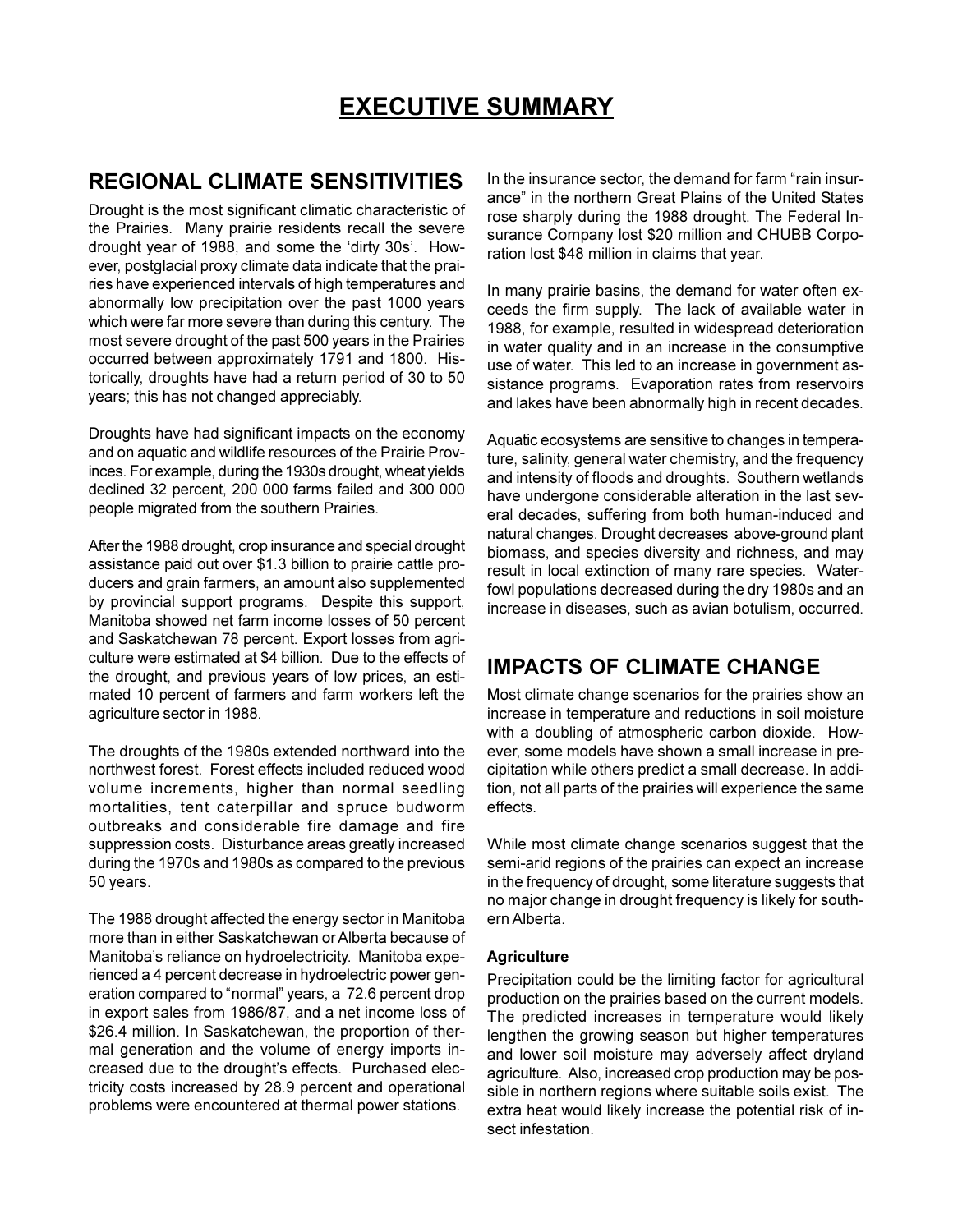# EXECUTIVE SUMMARY

## REGIONAL CLIMATE SENSITIVITIES

Drought is the most significant climatic characteristic of the Prairies. Many prairie residents recall the severe drought year of 1988, and some the 'dirty 30s'. However, postglacial proxy climate data indicate that the prairies have experienced intervals of high temperatures and abnormally low precipitation over the past 1000 years which were far more severe than during this century. The most severe drought of the past 500 years in the Prairies occurred between approximately 1791 and 1800. Historically, droughts have had a return period of 30 to 50 years; this has not changed appreciably.

Droughts have had significant impacts on the economy and on aquatic and wildlife resources of the Prairie Provinces. For example, during the 1930s drought, wheat yields declined 32 percent, 200 000 farms failed and 300 000 people migrated from the southern Prairies.

After the 1988 drought, crop insurance and special drought assistance paid out over $1.3 billion to prairie cattle producers and grain farmers, an amount also supplemented by provincial support programs. Despite this support, Manitoba showed net farm income losses of 50 percent and Saskatchewan 78 percent. Export losses from agriculture were estimated at $4 billion. Due to the effects of the drought, and previous years of low prices, an estimated 10 percent of farmers and farm workers left the agriculture sector in 1988.

The droughts of the 1980s extended northward into the northwest forest. Forest effects included reduced wood volume increments, higher than normal seedling mortalities, tent caterpillar and spruce budworm outbreaks and considerable fire damage and fire suppression costs. Disturbance areas greatly increased during the 1970s and 1980s as compared to the previous 50 years.

The 1988 drought affected the energy sector in Manitoba more than in either Saskatchewan or Alberta because of Manitoba's reliance on hydroelectricity. Manitoba experienced a 4 percent decrease in hydroelectric power generation compared to "normal" years, a 72.6 percent drop in export sales from 1986/87, and a net income loss of $26.4 million. In Saskatchewan, the proportion of thermal generation and the volume of energy imports increased due to the drought's effects. Purchased electricity costs increased by 28.9 percent and operational problems were encountered at thermal power stations.

In the insurance sector, the demand for farm "rain insurance" in the northern Great Plains of the United States rose sharply during the 1988 drought. The Federal Insurance Company lost $20 million and CHUBB Corporation lost $48 million in claims that year.

In many prairie basins, the demand for water often exceeds the firm supply. The lack of available water in 1988, for example, resulted in widespread deterioration in water quality and in an increase in the consumptive use of water. This led to an increase in government assistance programs. Evaporation rates from reservoirs and lakes have been abnormally high in recent decades.

Aquatic ecosystems are sensitive to changes in temperature, salinity, general water chemistry, and the frequency and intensity of floods and droughts. Southern wetlands have undergone considerable alteration in the last several decades, suffering from both human-induced and natural changes. Drought decreases above-ground plant biomass, and species diversity and richness, and may result in local extinction of many rare species. Waterfowl populations decreased during the dry 1980s and an increase in diseases, such as avian botulism, occurred.

## IMPACTS OF CLIMATE CHANGE

Most climate change scenarios for the prairies show an increase in temperature and reductions in soil moisture with a doubling of atmospheric carbon dioxide. However, some models have shown a small increase in precipitation while others predict a small decrease. In addition, not all parts of the prairies will experience the same effects.

While most climate change scenarios suggest that the semi-arid regions of the prairies can expect an increase in the frequency of drought, some literature suggests that no major change in drought frequency is likely for southern Alberta.

### Agriculture

Precipitation could be the limiting factor for agricultural production on the prairies based on the current models. The predicted increases in temperature would likely lengthen the growing season but higher temperatures and lower soil moisture may adversely affect dryland agriculture. Also, increased crop production may be possible in northern regions where suitable soils exist. The extra heat would likely increase the potential risk of insect infestation.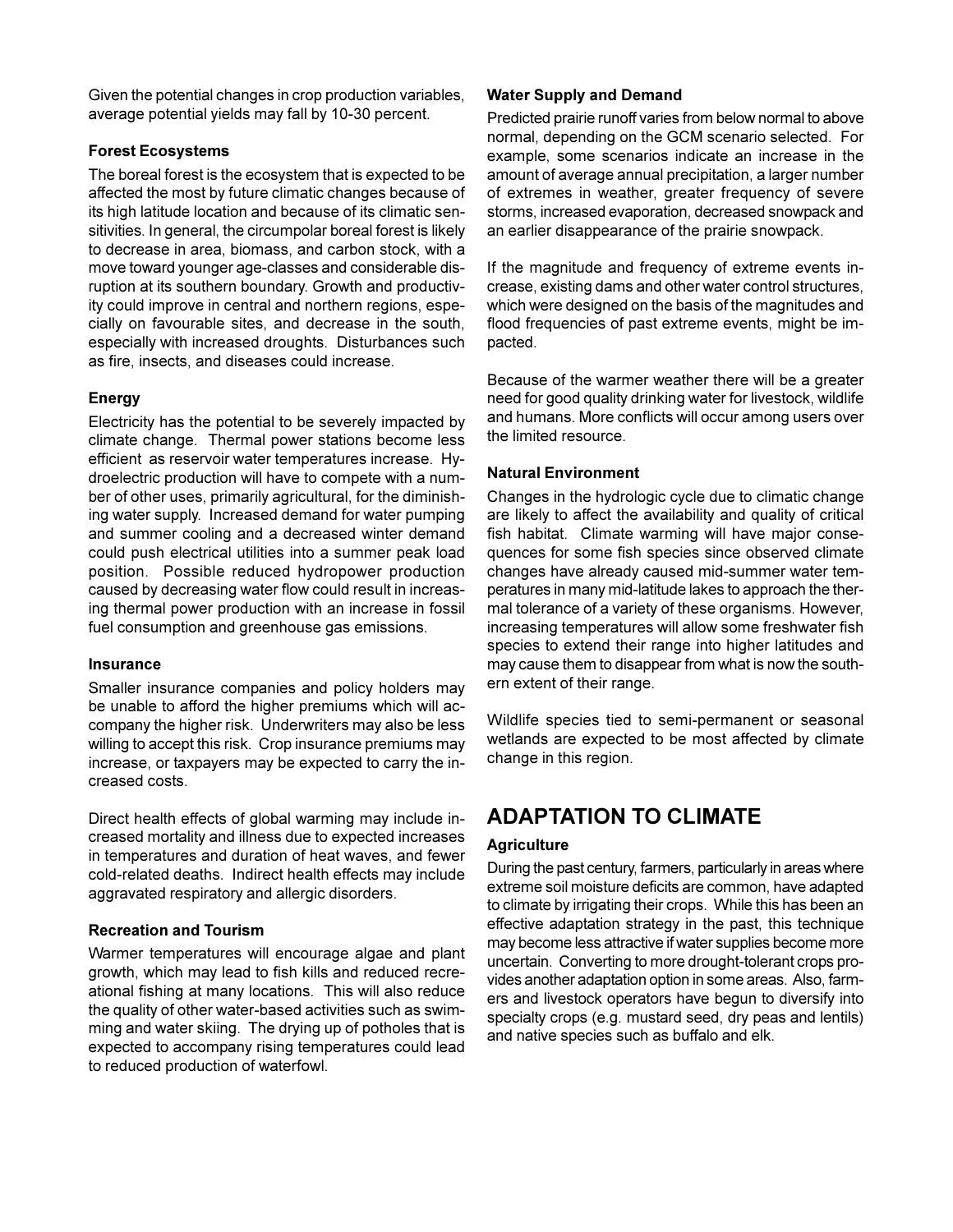Given the potential changes in crop production variables, average potential yields may fall by 10-30 percent.

### Forest Ecosystems

The boreal forest is the ecosystem that is expected to be affected the most by future climatic changes because of its high latitude location and because of its climatic sensitivities. In general, the circumpolar boreal forest is likely to decrease in area, biomass, and carbon stock, with a move toward younger age-classes and considerable disruption at its southern boundary. Growth and productivity could improve in central and northern regions, especially on favourable sites, and decrease in the south, especially with increased droughts. Disturbances such as fire, insects, and diseases could increase.

### Energy

Electricity has the potential to be severely impacted by climate change. Thermal power stations become less efficient as reservoir water temperatures increase. Hydroelectric production will have to compete with a number of other uses, primarily agricultural, for the diminishing water supply. Increased demand for water pumping and summer cooling and a decreased winter demand could push electrical utilities into a summer peak load position. Possible reduced hydropower production caused by decreasing water flow could result in increasing thermal power production with an increase in fossil fuel consumption and greenhouse gas emissions.

### Insurance

Smaller insurance companies and policy holders may be unable to afford the higher premiums which will accompany the higher risk. Underwriters may also be less willing to accept this risk. Crop insurance premiums may increase, or taxpayers may be expected to carry the increased costs.

Direct health effects of global warming may include increased mortality and illness due to expected increases in temperatures and duration of heat waves, and fewer cold-related deaths. Indirect health effects may include aggravated respiratory and allergic disorders.

### Recreation and Tourism

Warmer temperatures will encourage algae and plant growth, which may lead to fish kills and reduced recreational fishing at many locations. This will also reduce the quality of other water-based activities such as swimming and water skiing. The drying up of potholes that is expected to accompany rising temperatures could lead to reduced production of waterfowl.

### Water Supply and Demand

Predicted prairie runoff varies from below normal to above normal, depending on the GCM scenario selected. For example, some scenarios indicate an increase in the amount of average annual precipitation, a larger number of extremes in weather, greater frequency of severe storms, increased evaporation, decreased snowpack and an earlier disappearance of the prairie snowpack.

If the magnitude and frequency of extreme events increase, existing dams and other water control structures, which were designed on the basis of the magnitudes and flood frequencies of past extreme events, might be impacted.

Because of the warmer weather there will be a greater need for good quality drinking water for livestock, wildlife and humans. More conflicts will occur among users over the limited resource.

### Natural Environment

Changes in the hydrologic cycle due to climatic change are likely to affect the availability and quality of critical fish habitat. Climate warming will have major consequences for some fish species since observed climate changes have already caused mid-summer water temperatures in many mid-latitude lakes to approach the thermal tolerance of a variety of these organisms. However, increasing temperatures will allow some freshwater fish species to extend their range into higher latitudes and may cause them to disappear from what is now the southern extent of their range.

Wildlife species tied to semi-permanent or seasonal wetlands are expected to be most affected by climate change in this region.

## ADAPTATION TO CLIMATE

### Agriculture

During the past century, farmers, particularly in areas where extreme soil moisture deficits are common, have adapted to climate by irrigating their crops. While this has been an effective adaptation strategy in the past, this technique may become less attractive if water supplies become more uncertain. Converting to more drought-tolerant crops provides another adaptation option in some areas. Also, farmers and livestock operators have begun to diversify into specialty crops (e.g. mustard seed, dry peas and lentils) and native species such as buffalo and elk.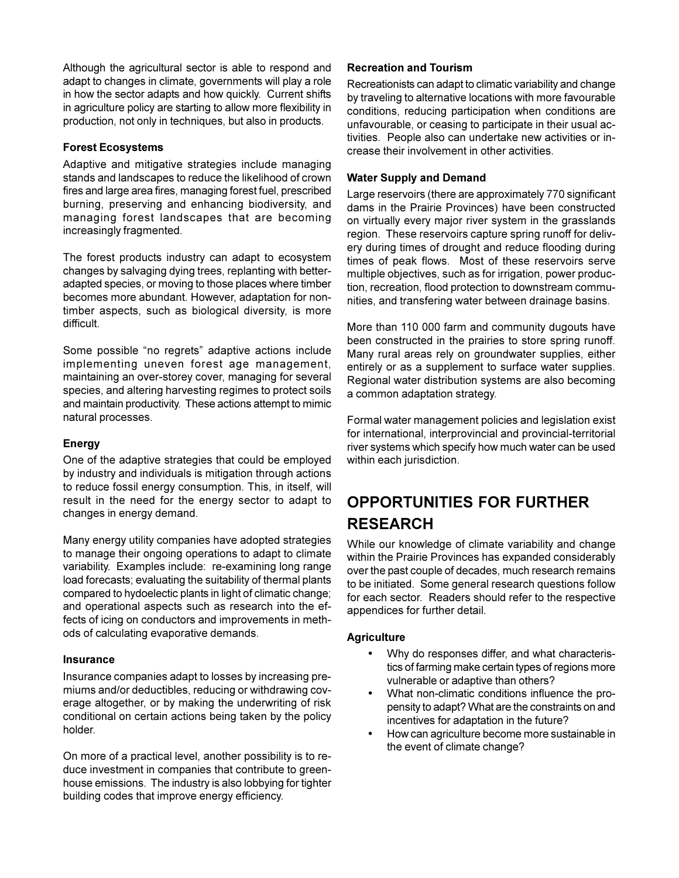Although the agricultural sector is able to respond and adapt to changes in climate, governments will play a role in how the sector adapts and how quickly. Current shifts in agriculture policy are starting to allow more flexibility in production, not only in techniques, but also in products.

### Forest Ecosystems

Adaptive and mitigative strategies include managing stands and landscapes to reduce the likelihood of crown fires and large area fires, managing forest fuel, prescribed burning, preserving and enhancing biodiversity, and managing forest landscapes that are becoming increasingly fragmented.

The forest products industry can adapt to ecosystem changes by salvaging dying trees, replanting with better-adapted species, or moving to those places where timber becomes more abundant. However, adaptation for non-timber aspects, such as biological diversity, is more difficult.

Some possible "no regrets" adaptive actions include implementing uneven forest age management, maintaining an over-storey cover, managing for several species, and altering harvesting regimes to protect soils and maintain productivity. These actions attempt to mimic natural processes.

### Energy

One of the adaptive strategies that could be employed by industry and individuals is mitigation through actions to reduce fossil energy consumption. This, in itself, will result in the need for the energy sector to adapt to changes in energy demand.

Many energy utility companies have adopted strategies to manage their ongoing operations to adapt to climate variability. Examples include: re-examining long range load forecasts; evaluating the suitability of thermal plants compared to hydoelectic plants in light of climatic change; and operational aspects such as research into the effects of icing on conductors and improvements in methods of calculating evaporative demands.

### Insurance

Insurance companies adapt to losses by increasing premiums and/or deductibles, reducing or withdrawing coverage altogether, or by making the underwriting of risk conditional on certain actions being taken by the policy holder.

On more of a practical level, another possibility is to reduce investment in companies that contribute to greenhouse emissions. The industry is also lobbying for tighter building codes that improve energy efficiency.

### Recreation and Tourism

Recreationists can adapt to climatic variability and change by traveling to alternative locations with more favourable conditions, reducing participation when conditions are unfavourable, or ceasing to participate in their usual activities. People also can undertake new activities or increase their involvement in other activities.

### Water Supply and Demand

Large reservoirs (there are approximately 770 significant dams in the Prairie Provinces) have been constructed on virtually every major river system in the grasslands region. These reservoirs capture spring runoff for delivery during times of drought and reduce flooding during times of peak flows. Most of these reservoirs serve multiple objectives, such as for irrigation, power production, recreation, flood protection to downstream communities, and transfering water between drainage basins.

More than 110 000 farm and community dugouts have been constructed in the prairies to store spring runoff. Many rural areas rely on groundwater supplies, either entirely or as a supplement to surface water supplies. Regional water distribution systems are also becoming a common adaptation strategy.

Formal water management policies and legislation exist for international, interprovincial and provincial-territorial river systems which specify how much water can be used within each jurisdiction.

## OPPORTUNITIES FOR FURTHER RESEARCH

While our knowledge of climate variability and change within the Prairie Provinces has expanded considerably over the past couple of decades, much research remains to be initiated. Some general research questions follow for each sector. Readers should refer to the respective appendices for further detail.

### Agriculture

- Why do responses differ, and what characteristics of farming make certain types of regions more vulnerable or adaptive than others?
- What non-climatic conditions influence the propensity to adapt? What are the constraints on and incentives for adaptation in the future?
- How can agriculture become more sustainable in the event of climate change?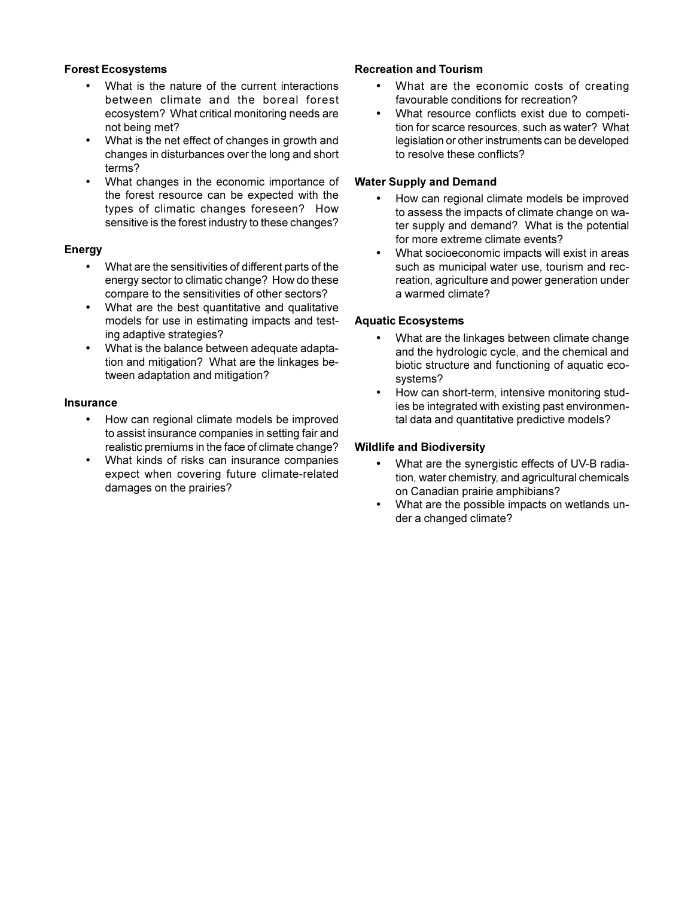**Forest Ecosystems**

- What is the nature of the current interactions between climate and the boreal forest ecosystem? What critical monitoring needs are not being met?
- What is the net effect of changes in growth and changes in disturbances over the long and short terms?
- What changes in the economic importance of the forest resource can be expected with the types of climatic changes foreseen? How sensitive is the forest industry to these changes?

**Energy**

- What are the sensitivities of different parts of the energy sector to climatic change? How do these compare to the sensitivities of other sectors?
- What are the best quantitative and qualitative models for use in estimating impacts and testing adaptive strategies?
- What is the balance between adequate adaptation and mitigation? What are the linkages between adaptation and mitigation?

**Insurance**

- How can regional climate models be improved to assist insurance companies in setting fair and realistic premiums in the face of climate change?
- What kinds of risks can insurance companies expect when covering future climate-related damages on the prairies?

**Recreation and Tourism**

- What are the economic costs of creating favourable conditions for recreation?
- What resource conflicts exist due to competition for scarce resources, such as water? What legislation or other instruments can be developed to resolve these conflicts?

**Water Supply and Demand**

- How can regional climate models be improved to assess the impacts of climate change on water supply and demand? What is the potential for more extreme climate events?
- What socioeconomic impacts will exist in areas such as municipal water use, tourism and recreation, agriculture and power generation under a warmed climate?

**Aquatic Ecosystems**

- What are the linkages between climate change and the hydrologic cycle, and the chemical and biotic structure and functioning of aquatic ecosystems?
- How can short-term, intensive monitoring studies be integrated with existing past environmental data and quantitative predictive models?

**Wildlife and Biodiversity**

- What are the synergistic effects of UV-B radiation, water chemistry, and agricultural chemicals on Canadian prairie amphibians?
- What are the possible impacts on wetlands under a changed climate?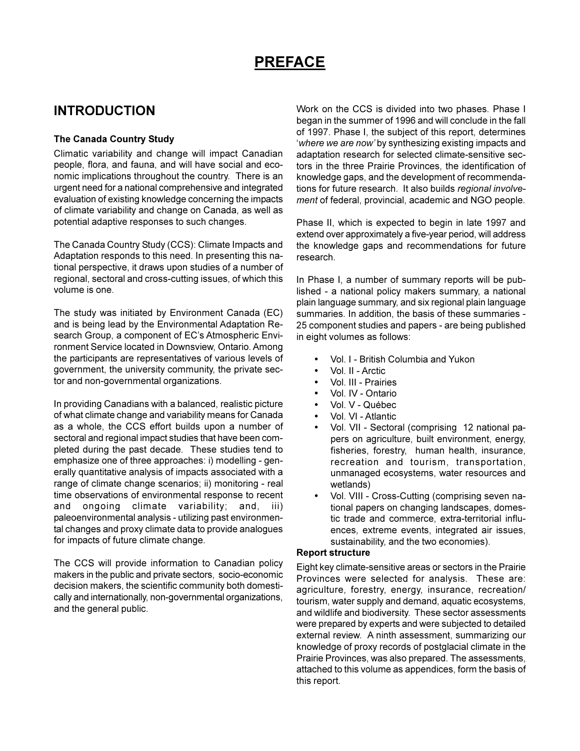# PREFACE

## INTRODUCTION

### The Canada Country Study

Climatic variability and change will impact Canadian people, flora, and fauna, and will have social and economic implications throughout the country. There is an urgent need for a national comprehensive and integrated evaluation of existing knowledge concerning the impacts of climate variability and change on Canada, as well as potential adaptive responses to such changes.

The Canada Country Study (CCS): Climate Impacts and Adaptation responds to this need. In presenting this national perspective, it draws upon studies of a number of regional, sectoral and cross-cutting issues, of which this volume is one.

The study was initiated by Environment Canada (EC) and is being lead by the Environmental Adaptation Research Group, a component of EC's Atmospheric Environment Service located in Downsview, Ontario. Among the participants are representatives of various levels of government, the university community, the private sector and non-governmental organizations.

In providing Canadians with a balanced, realistic picture of what climate change and variability means for Canada as a whole, the CCS effort builds upon a number of sectoral and regional impact studies that have been completed during the past decade. These studies tend to emphasize one of three approaches: i) modelling - generally quantitative analysis of impacts associated with a range of climate change scenarios; ii) monitoring - real time observations of environmental response to recent and ongoing climate variability; and, iii) paleoenvironmental analysis - utilizing past environmental changes and proxy climate data to provide analogues for impacts of future climate change.

The CCS will provide information to Canadian policy makers in the public and private sectors, socio-economic decision makers, the scientific community both domestically and internationally, non-governmental organizations, and the general public.

Work on the CCS is divided into two phases. Phase I began in the summer of 1996 and will conclude in the fall of 1997. Phase I, the subject of this report, determines '*where we are now*' by synthesizing existing impacts and adaptation research for selected climate-sensitive sectors in the three Prairie Provinces, the identification of knowledge gaps, and the development of recommendations for future research. It also builds *regional involvement* of federal, provincial, academic and NGO people.

Phase II, which is expected to begin in late 1997 and extend over approximately a five-year period, will address the knowledge gaps and recommendations for future research.

In Phase I, a number of summary reports will be published - a national policy makers summary, a national plain language summary, and six regional plain language summaries. In addition, the basis of these summaries - 25 component studies and papers - are being published in eight volumes as follows:

- Vol. I - British Columbia and Yukon
- Vol. II - Arctic
- Vol. III - Prairies
- Vol. IV - Ontario
- Vol. V - Québec
- Vol. VI - Atlantic
- Vol. VII - Sectoral (comprising 12 national papers on agriculture, built environment, energy, fisheries, forestry, human health, insurance, recreation and tourism, transportation, unmanaged ecosystems, water resources and wetlands)
- Vol. VIII - Cross-Cutting (comprising seven national papers on changing landscapes, domestic trade and commerce, extra-territorial influences, extreme events, integrated air issues, sustainability, and the two economies).

### Report structure

Eight key climate-sensitive areas or sectors in the Prairie Provinces were selected for analysis. These are: agriculture, forestry, energy, insurance, recreation/tourism, water supply and demand, aquatic ecosystems, and wildlife and biodiversity. These sector assessments were prepared by experts and were subjected to detailed external review. A ninth assessment, summarizing our knowledge of proxy records of postglacial climate in the Prairie Provinces, was also prepared. The assessments, attached to this volume as appendices, form the basis of this report.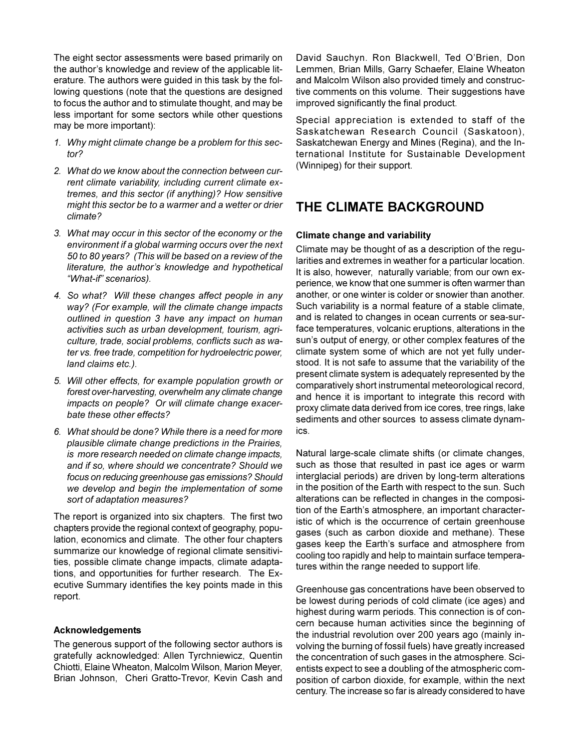The eight sector assessments were based primarily on the author's knowledge and review of the applicable literature. The authors were guided in this task by the following questions (note that the questions are designed to focus the author and to stimulate thought, and may be less important for some sectors while other questions may be more important):

1. *Why might climate change be a problem for this sector?*
2. *What do we know about the connection between current climate variability, including current climate extremes, and this sector (if anything)? How sensitive might this sector be to a warmer and a wetter or drier climate?*
3. *What may occur in this sector of the economy or the environment if a global warming occurs over the next 50 to 80 years? (This will be based on a review of the literature, the author's knowledge and hypothetical "What-if" scenarios).*
4. *So what? Will these changes affect people in any way? (For example, will the climate change impacts outlined in question 3 have any impact on human activities such as urban development, tourism, agriculture, trade, social problems, conflicts such as water vs. free trade, competition for hydroelectric power, land claims etc.).*
5. *Will other effects, for example population growth or forest over-harvesting, overwhelm any climate change impacts on people? Or will climate change exacerbate these other effects?*
6. *What should be done? While there is a need for more plausible climate change predictions in the Prairies, is more research needed on climate change impacts, and if so, where should we concentrate? Should we focus on reducing greenhouse gas emissions? Should we develop and begin the implementation of some sort of adaptation measures?*

The report is organized into six chapters. The first two chapters provide the regional context of geography, population, economics and climate. The other four chapters summarize our knowledge of regional climate sensitivities, possible climate change impacts, climate adaptations, and opportunities for further research. The Executive Summary identifies the key points made in this report.

### Acknowledgements

The generous support of the following sector authors is gratefully acknowledged: Allen Tyrchniewicz, Quentin Chiotti, Elaine Wheaton, Malcolm Wilson, Marion Meyer, Brian Johnson, Cheri Gratto-Trevor, Kevin Cash and David Sauchyn. Ron Blackwell, Ted O'Brien, Don Lemmen, Brian Mills, Garry Schaefer, Elaine Wheaton and Malcolm Wilson also provided timely and constructive comments on this volume. Their suggestions have improved significantly the final product.

Special appreciation is extended to staff of the Saskatchewan Research Council (Saskatoon), Saskatchewan Energy and Mines (Regina), and the International Institute for Sustainable Development (Winnipeg) for their support.

## THE CLIMATE BACKGROUND

### Climate change and variability

Climate may be thought of as a description of the regularities and extremes in weather for a particular location. It is also, however, naturally variable; from our own experience, we know that one summer is often warmer than another, or one winter is colder or snowier than another. Such variability is a normal feature of a stable climate, and is related to changes in ocean currents or sea-surface temperatures, volcanic eruptions, alterations in the sun's output of energy, or other complex features of the climate system some of which are not yet fully understood. It is not safe to assume that the variability of the present climate system is adequately represented by the comparatively short instrumental meteorological record, and hence it is important to integrate this record with proxy climate data derived from ice cores, tree rings, lake sediments and other sources to assess climate dynamics.

Natural large-scale climate shifts (or climate changes, such as those that resulted in past ice ages or warm interglacial periods) are driven by long-term alterations in the position of the Earth with respect to the sun. Such alterations can be reflected in changes in the composition of the Earth's atmosphere, an important characteristic of which is the occurrence of certain greenhouse gases (such as carbon dioxide and methane). These gases keep the Earth's surface and atmosphere from cooling too rapidly and help to maintain surface temperatures within the range needed to support life.

Greenhouse gas concentrations have been observed to be lowest during periods of cold climate (ice ages) and highest during warm periods. This connection is of concern because human activities since the beginning of the industrial revolution over 200 years ago (mainly involving the burning of fossil fuels) have greatly increased the concentration of such gases in the atmosphere. Scientists expect to see a doubling of the atmospheric composition of carbon dioxide, for example, within the next century. The increase so far is already considered to have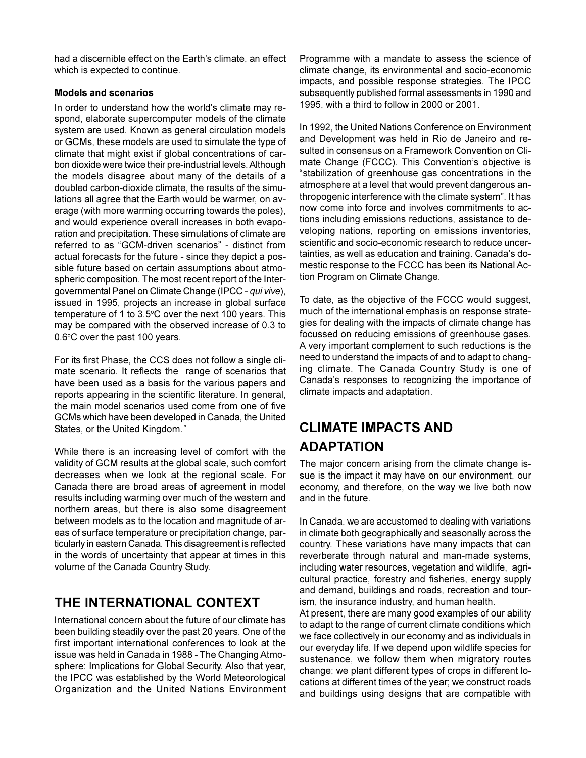had a discernible effect on the Earth's climate, an effect which is expected to continue.

### Models and scenarios

In order to understand how the world's climate may respond, elaborate supercomputer models of the climate system are used. Known as general circulation models or GCMs, these models are used to simulate the type of climate that might exist if global concentrations of carbon dioxide were twice their pre-industrial levels. Although the models disagree about many of the details of a doubled carbon-dioxide climate, the results of the simulations all agree that the Earth would be warmer, on average (with more warming occurring towards the poles), and would experience overall increases in both evaporation and precipitation. These simulations of climate are referred to as "GCM-driven scenarios" - distinct from actual forecasts for the future - since they depict a possible future based on certain assumptions about atmospheric composition. The most recent report of the Intergovernmental Panel on Climate Change (IPCC - *qui vive*), issued in 1995, projects an increase in global surface temperature of 1 to 3.5°C over the next 100 years. This may be compared with the observed increase of 0.3 to 0.6°C over the past 100 years.

For its first Phase, the CCS does not follow a single climate scenario. It reflects the range of scenarios that have been used as a basis for the various papers and reports appearing in the scientific literature. In general, the main model scenarios used come from one of five GCMs which have been developed in Canada, the United States, or the United Kingdom. *

While there is an increasing level of comfort with the validity of GCM results at the global scale, such comfort decreases when we look at the regional scale. For Canada there are broad areas of agreement in model results including warming over much of the western and northern areas, but there is also some disagreement between models as to the location and magnitude of areas of surface temperature or precipitation change, particularly in eastern Canada. This disagreement is reflected in the words of uncertainty that appear at times in this volume of the Canada Country Study.

## THE INTERNATIONAL CONTEXT

International concern about the future of our climate has been building steadily over the past 20 years. One of the first important international conferences to look at the issue was held in Canada in 1988 - The Changing Atmosphere: Implications for Global Security. Also that year, the IPCC was established by the World Meteorological Organization and the United Nations Environment Programme with a mandate to assess the science of climate change, its environmental and socio-economic impacts, and possible response strategies. The IPCC subsequently published formal assessments in 1990 and 1995, with a third to follow in 2000 or 2001.

In 1992, the United Nations Conference on Environment and Development was held in Rio de Janeiro and resulted in consensus on a Framework Convention on Climate Change (FCCC). This Convention's objective is "stabilization of greenhouse gas concentrations in the atmosphere at a level that would prevent dangerous anthropogenic interference with the climate system". It has now come into force and involves commitments to actions including emissions reductions, assistance to developing nations, reporting on emissions inventories, scientific and socio-economic research to reduce uncertainties, as well as education and training. Canada's domestic response to the FCCC has been its National Action Program on Climate Change.

To date, as the objective of the FCCC would suggest, much of the international emphasis on response strategies for dealing with the impacts of climate change has focussed on reducing emissions of greenhouse gases. A very important complement to such reductions is the need to understand the impacts of and to adapt to changing climate. The Canada Country Study is one of Canada's responses to recognizing the importance of climate impacts and adaptation.

## CLIMATE IMPACTS AND ADAPTATION

The major concern arising from the climate change issue is the impact it may have on our environment, our economy, and therefore, on the way we live both now and in the future.

In Canada, we are accustomed to dealing with variations in climate both geographically and seasonally across the country. These variations have many impacts that can reverberate through natural and man-made systems, including water resources, vegetation and wildlife, agricultural practice, forestry and fisheries, energy supply and demand, buildings and roads, recreation and tourism, the insurance industry, and human health.

At present, there are many good examples of our ability to adapt to the range of current climate conditions which we face collectively in our economy and as individuals in our everyday life. If we depend upon wildlife species for sustenance, we follow them when migratory routes change; we plant different types of crops in different locations at different times of the year; we construct roads and buildings using designs that are compatible with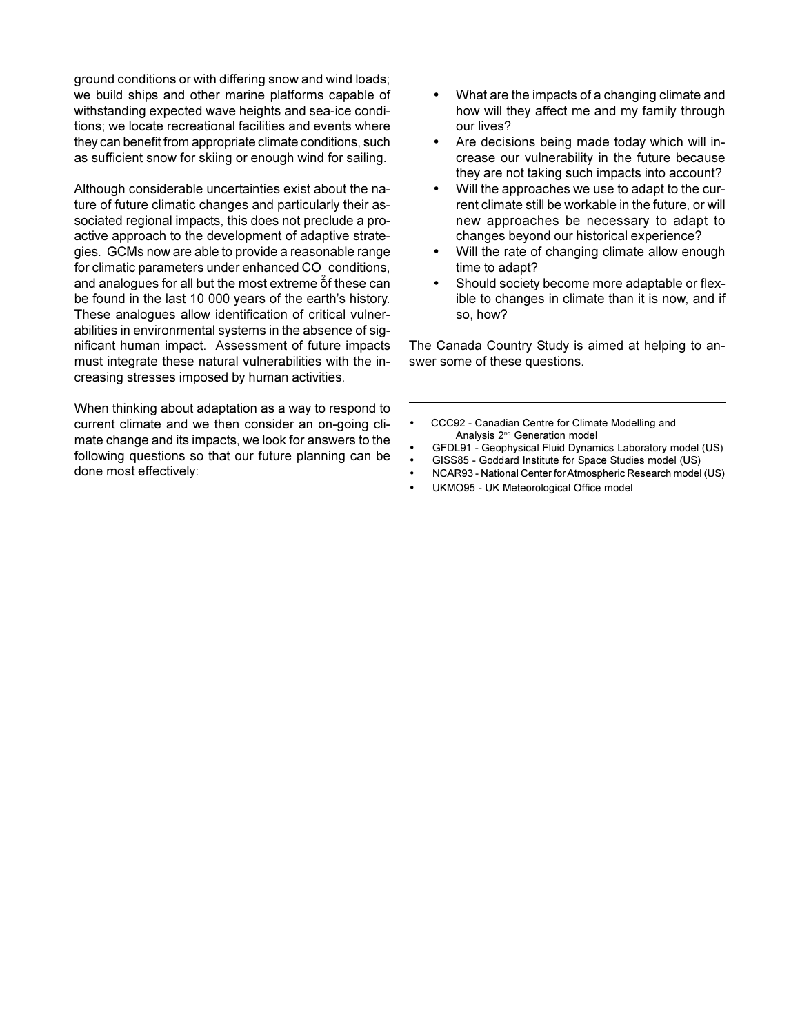ground conditions or with differing snow and wind loads; we build ships and other marine platforms capable of withstanding expected wave heights and sea-ice conditions; we locate recreational facilities and events where they can benefit from appropriate climate conditions, such as sufficient snow for skiing or enough wind for sailing.

Although considerable uncertainties exist about the nature of future climatic changes and particularly their associated regional impacts, this does not preclude a proactive approach to the development of adaptive strategies. GCMs now are able to provide a reasonable range for climatic parameters under enhanced $CO_2$ conditions, and analogues for all but the most extreme of these can be found in the last 10 000 years of the earth's history. These analogues allow identification of critical vulnerabilities in environmental systems in the absence of significant human impact. Assessment of future impacts must integrate these natural vulnerabilities with the increasing stresses imposed by human activities.

When thinking about adaptation as a way to respond to current climate and we then consider an on-going climate change and its impacts, we look for answers to the following questions so that our future planning can be done most effectively:

- What are the impacts of a changing climate and how will they affect me and my family through our lives?
- Are decisions being made today which will increase our vulnerability in the future because they are not taking such impacts into account?
- Will the approaches we use to adapt to the current climate still be workable in the future, or will new approaches be necessary to adapt to changes beyond our historical experience?
- Will the rate of changing climate allow enough time to adapt?
- Should society become more adaptable or flexible to changes in climate than it is now, and if so, how?

The Canada Country Study is aimed at helping to answer some of these questions.

---

- CCC92 - Canadian Centre for Climate Modelling and Analysis 2nd Generation model
- GFDL91 - Geophysical Fluid Dynamics Laboratory model (US)
- GISS85 - Goddard Institute for Space Studies model (US)
- NCAR93 - National Center for Atmospheric Research model (US)
- UKMO95 - UK Meteorological Office model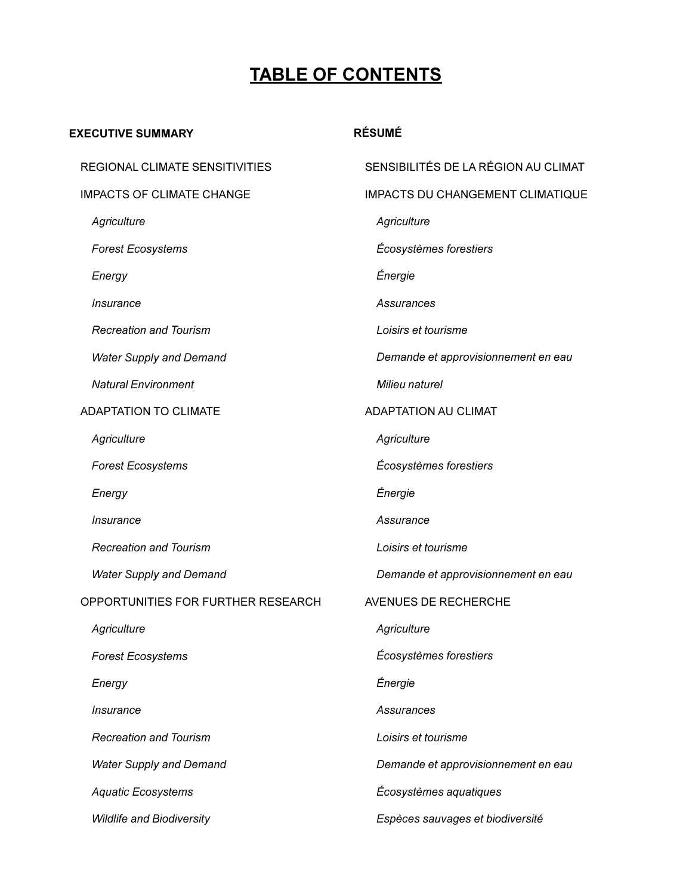# TABLE OF CONTENTS

**EXECUTIVE SUMMARY**

- REGIONAL CLIMATE SENSITIVITIES
- IMPACTS OF CLIMATE CHANGE
  - *Agriculture*
  - *Forest Ecosystems*
  - *Energy*
  - *Insurance*
  - *Recreation and Tourism*
  - *Water Supply and Demand*
  - *Natural Environment*
- ADAPTATION TO CLIMATE
  - *Agriculture*
  - *Forest Ecosystems*
  - *Energy*
  - *Insurance*
  - *Recreation and Tourism*
  - *Water Supply and Demand*
- OPPORTUNITIES FOR FURTHER RESEARCH
  - *Agriculture*
  - *Forest Ecosystems*
  - *Energy*
  - *Insurance*
  - *Recreation and Tourism*
  - *Water Supply and Demand*
  - *Aquatic Ecosystems*
  - *Wildlife and Biodiversity*

**RÉSUMÉ**

- SENSIBILITÉS DE LA RÉGION AU CLIMAT
- IMPACTS DU CHANGEMENT CLIMATIQUE
  - *Agriculture*
  - *Écosystèmes forestiers*
  - *Énergie*
  - *Assurances*
  - *Loisirs et tourisme*
  - *Demande et approvisionnement en eau*
  - *Milieu naturel*
- ADAPTATION AU CLIMAT
  - *Agriculture*
  - *Écosystèmes forestiers*
  - *Énergie*
  - *Assurance*
  - *Loisirs et tourisme*
  - *Demande et approvisionnement en eau*
- AVENUES DE RECHERCHE
  - *Agriculture*
  - *Écosystèmes forestiers*
  - *Énergie*
  - *Assurances*
  - *Loisirs et tourisme*
  - *Demande et approvisionnement en eau*
  - *Écosystèmes aquatiques*
  - *Espèces sauvages et biodiversité*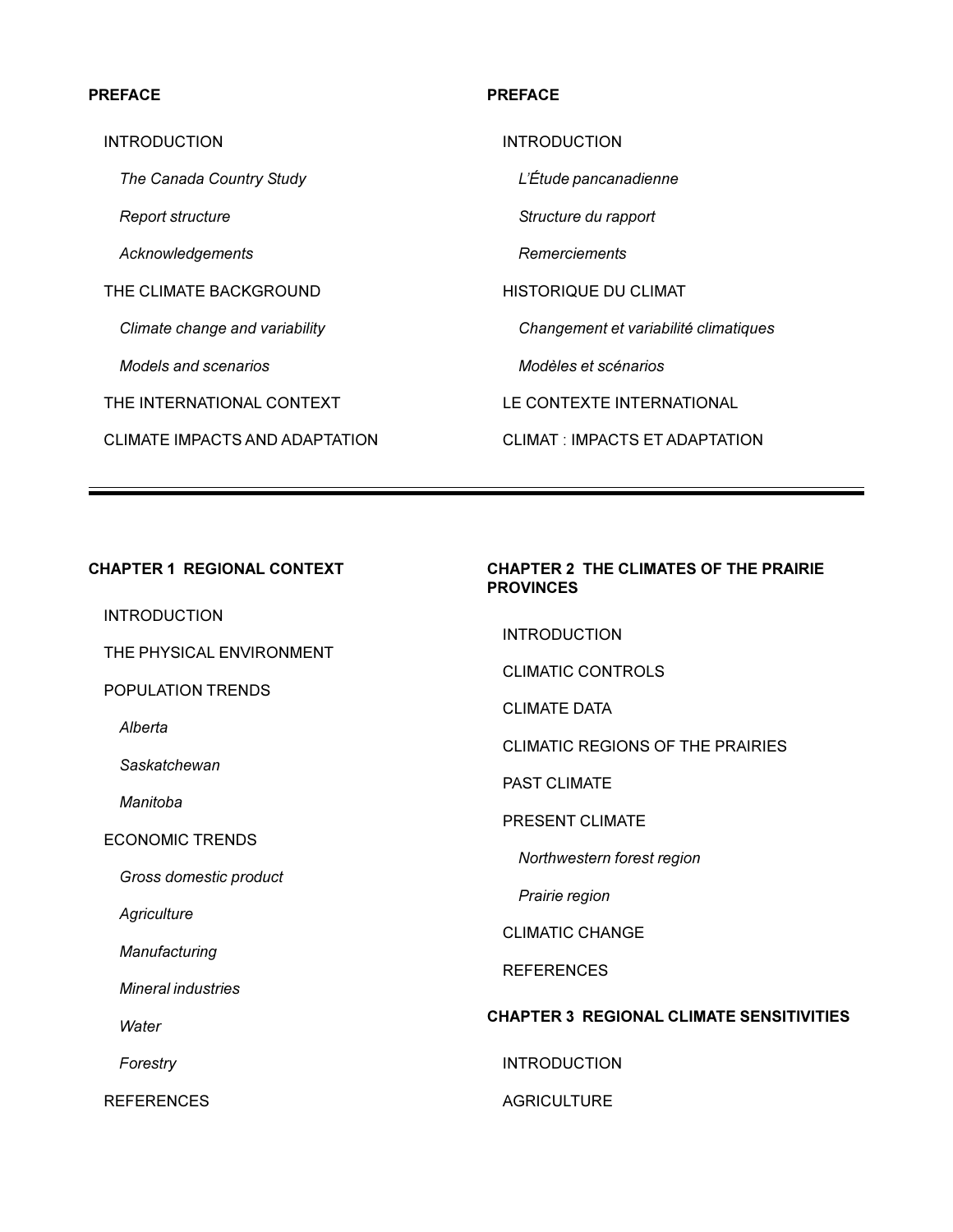**PREFACE**

INTRODUCTION

*The Canada Country Study*

*Report structure*

*Acknowledgements*

THE CLIMATE BACKGROUND

*Climate change and variability*

*Models and scenarios*

THE INTERNATIONAL CONTEXT

CLIMATE IMPACTS AND ADAPTATION

**PREFACE**

INTRODUCTION

*L'Étude pancanadienne*

*Structure du rapport*

*Remerciements*

HISTORIQUE DU CLIMAT

*Changement et variabilité climatiques*

*Modèles et scénarios*

LE CONTEXTE INTERNATIONAL

CLIMAT : IMPACTS ET ADAPTATION

---

**CHAPTER 1 REGIONAL CONTEXT**

INTRODUCTION

THE PHYSICAL ENVIRONMENT

POPULATION TRENDS

*Alberta*

*Saskatchewan*

*Manitoba*

ECONOMIC TRENDS

*Gross domestic product*

*Agriculture*

*Manufacturing*

*Mineral industries*

*Water*

*Forestry*

REFERENCES

**CHAPTER 2 THE CLIMATES OF THE PRAIRIE PROVINCES**

INTRODUCTION

CLIMATIC CONTROLS

CLIMATE DATA

CLIMATIC REGIONS OF THE PRAIRIES

PAST CLIMATE

PRESENT CLIMATE

*Northwestern forest region*

*Prairie region*

CLIMATIC CHANGE

REFERENCES

**CHAPTER 3 REGIONAL CLIMATE SENSITIVITIES**

INTRODUCTION

AGRICULTURE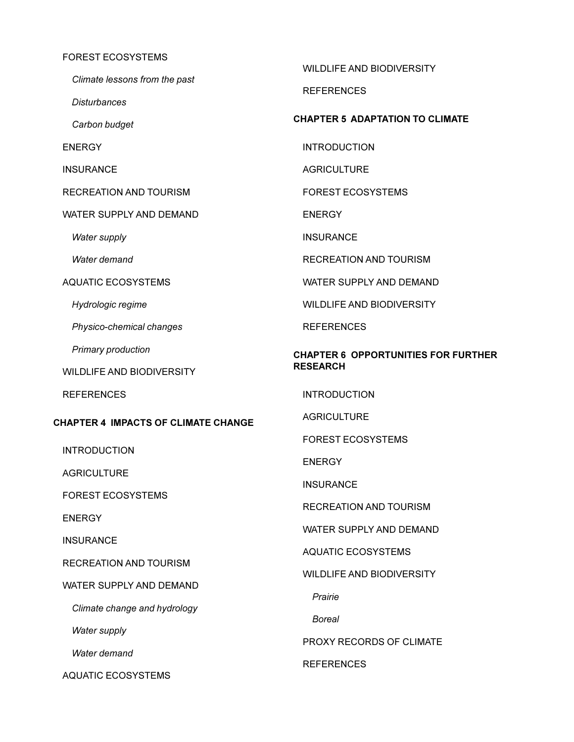FOREST ECOSYSTEMS

*Climate lessons from the past*

*Disturbances*

*Carbon budget*

ENERGY

INSURANCE

RECREATION AND TOURISM

WATER SUPPLY AND DEMAND

*Water supply*

*Water demand*

AQUATIC ECOSYSTEMS

*Hydrologic regime*

*Physico-chemical changes*

*Primary production*

WILDLIFE AND BIODIVERSITY

REFERENCES

**CHAPTER 4 IMPACTS OF CLIMATE CHANGE**

INTRODUCTION

AGRICULTURE

FOREST ECOSYSTEMS

ENERGY

INSURANCE

RECREATION AND TOURISM

WATER SUPPLY AND DEMAND

*Climate change and hydrology*

*Water supply*

*Water demand*

AQUATIC ECOSYSTEMS

WILDLIFE AND BIODIVERSITY

REFERENCES

**CHAPTER 5 ADAPTATION TO CLIMATE**

INTRODUCTION

AGRICULTURE

FOREST ECOSYSTEMS

ENERGY

INSURANCE

RECREATION AND TOURISM

WATER SUPPLY AND DEMAND

WILDLIFE AND BIODIVERSITY

REFERENCES

**CHAPTER 6 OPPORTUNITIES FOR FURTHER RESEARCH**

INTRODUCTION

AGRICULTURE

FOREST ECOSYSTEMS

ENERGY

INSURANCE

RECREATION AND TOURISM

WATER SUPPLY AND DEMAND

AQUATIC ECOSYSTEMS

WILDLIFE AND BIODIVERSITY

*Prairie*

*Boreal*

PROXY RECORDS OF CLIMATE

REFERENCES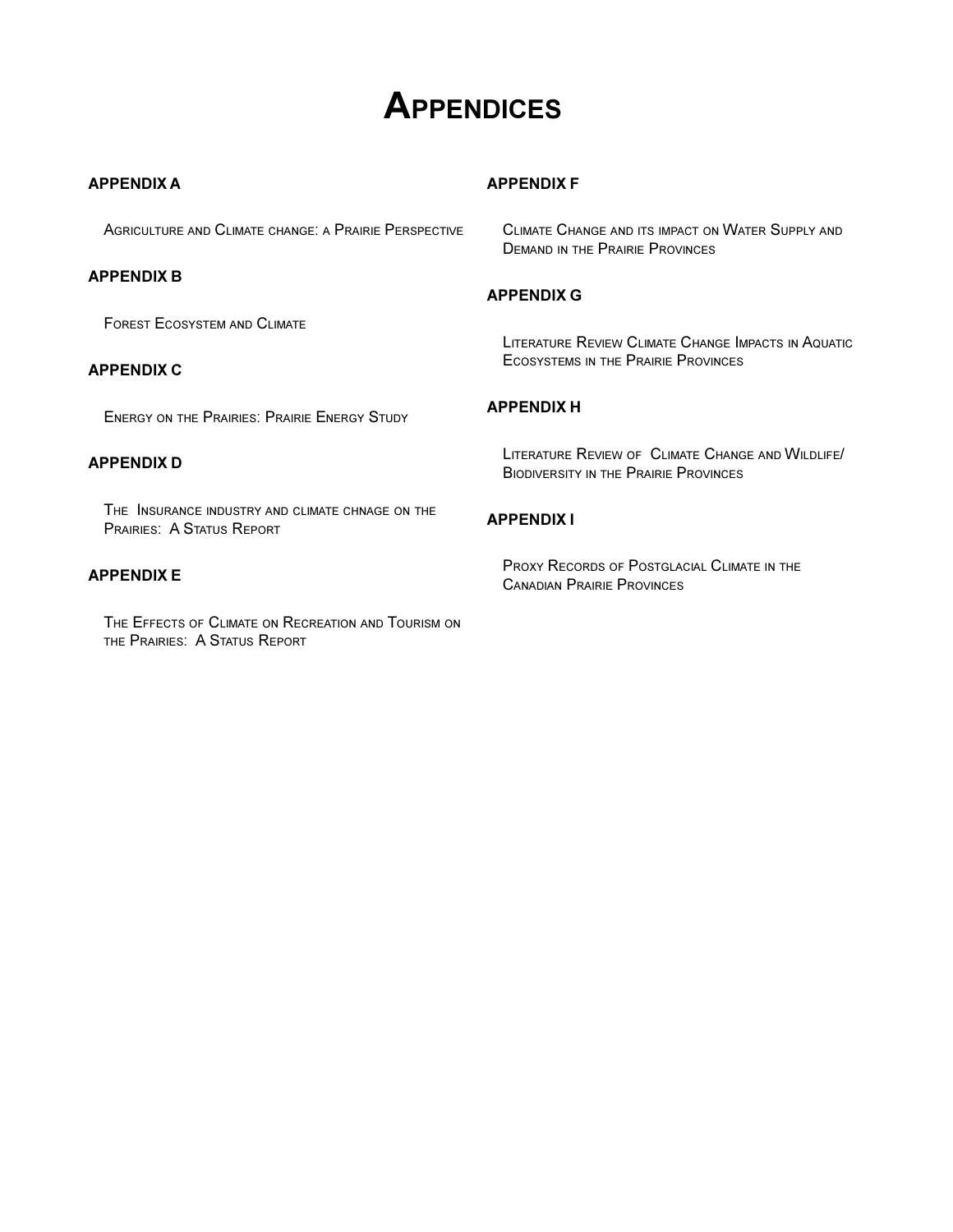# Appendices

**APPENDIX A**

Agriculture and Climate change: a Prairie Perspective

**APPENDIX B**

Forest Ecosystem and Climate

**APPENDIX C**

Energy on the Prairies: Prairie Energy Study

**APPENDIX D**

The Insurance industry and climate chnage on the Prairies: A Status Report

**APPENDIX E**

The Effects of Climate on Recreation and Tourism on the Prairies: A Status Report

**APPENDIX F**

Climate Change and its impact on Water Supply and Demand in the Prairie Provinces

**APPENDIX G**

Literature Review Climate Change Impacts in Aquatic Ecosystems in the Prairie Provinces

**APPENDIX H**

Literature Review of Climate Change and Wildlife/ Biodiversity in the Prairie Provinces

**APPENDIX I**

Proxy Records of Postglacial Climate in the Canadian Prairie Provinces